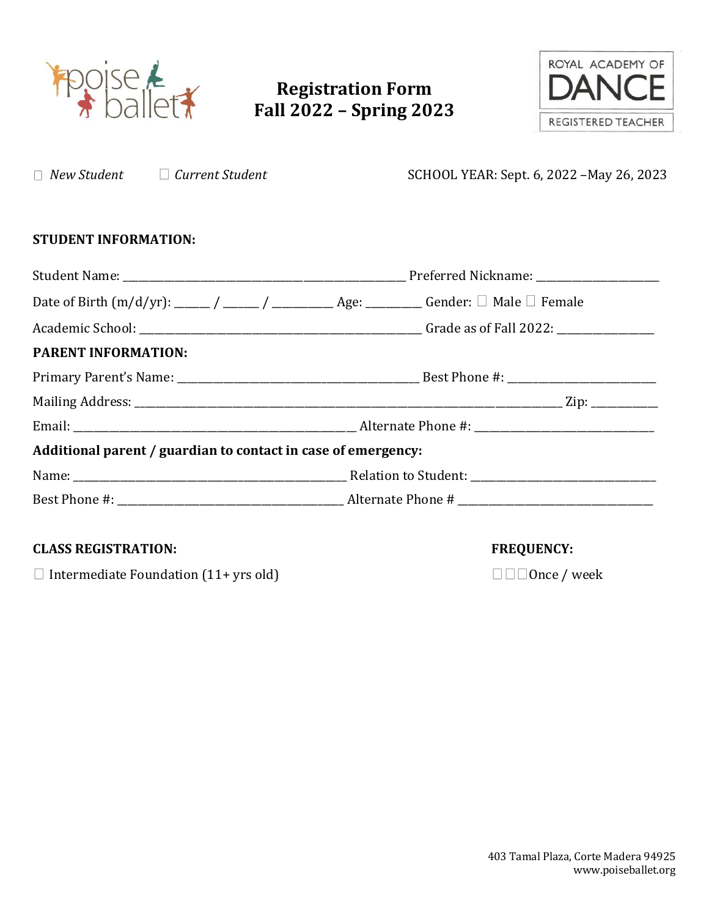# Registration Form
# Fall 2022 – Spring 2023

ROYAL ACADEMY OF DANCE
REGISTERED TEACHER

☐ *New Student* ☐ *Current Student* SCHOOL YEAR: Sept. 6, 2022 –May 26, 2023

**STUDENT INFORMATION:**

Student Name: ______________________________________________ Preferred Nickname: ____________________

Date of Birth (m/d/yr): _____ / _____ / _________ Age: ________ Gender: ☐ Male ☐ Female

Academic School: _____________________________________________ Grade as of Fall 2022: ______________

**PARENT INFORMATION:**

Primary Parent's Name: _______________________________________ Best Phone #: _______________________

Mailing Address: ___________________________________________________________________________ Zip: __________

Email: ____________________________________________ Alternate Phone #: _____________________________

**Additional parent / guardian to contact in case of emergency:**

Name: ____________________________________________ Relation to Student: _____________________________

Best Phone #: ______________________________________ Alternate Phone # _________________________________

**CLASS REGISTRATION:**

☐ Intermediate Foundation (11+ yrs old)

**FREQUENCY:**

☐☐☐Once / week

403 Tamal Plaza, Corte Madera 94925
www.poiseballet.org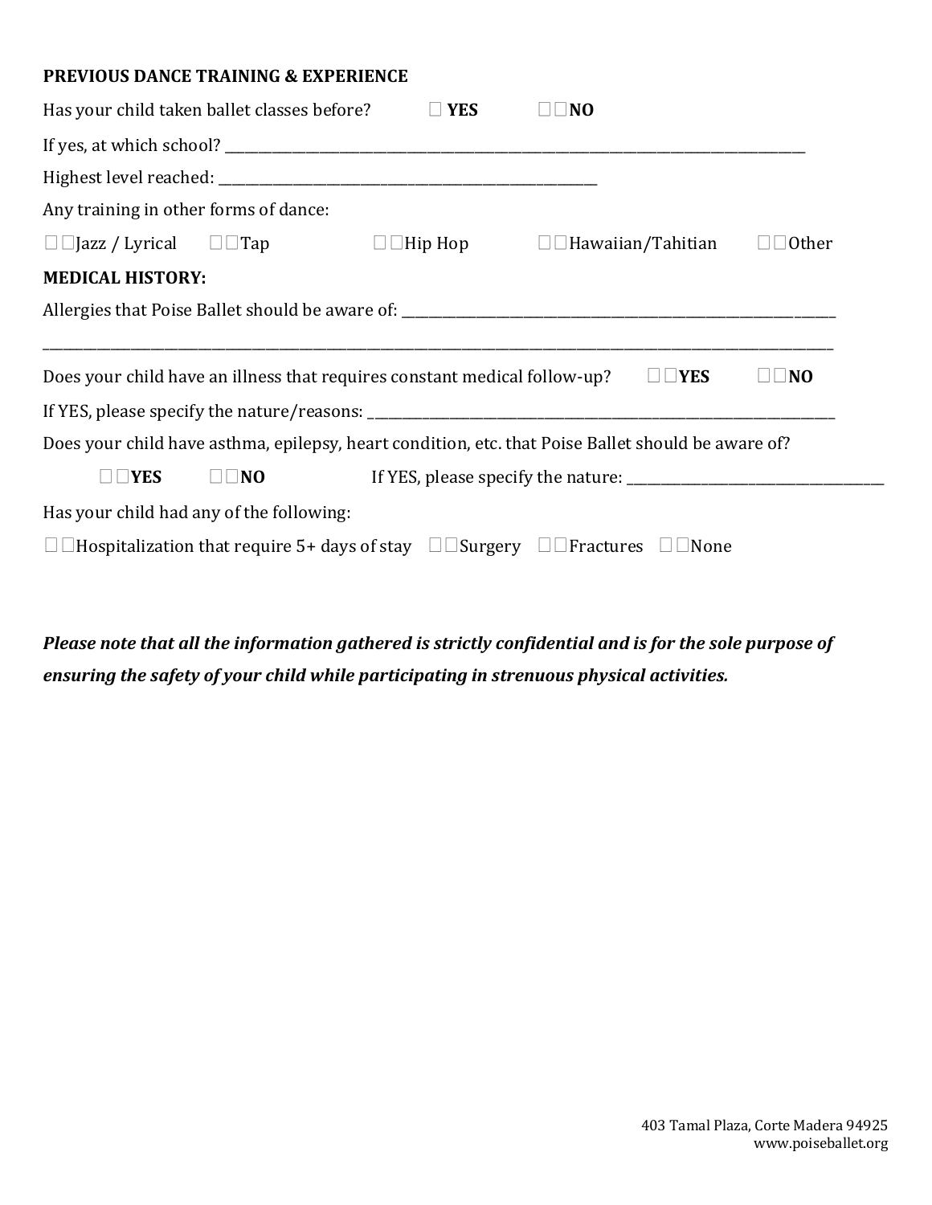**PREVIOUS DANCE TRAINING & EXPERIENCE**

Has your child taken ballet classes before? ☐ **YES** ☐☐**NO**

If yes, at which school? ______________________________________________________________________________

Highest level reached: _______________________________________________________

Any training in other forms of dance:

☐☐Jazz / Lyrical ☐☐Tap ☐☐Hip Hop ☐☐Hawaiian/Tahitian ☐☐Other

**MEDICAL HISTORY:**

Allergies that Poise Ballet should be aware of: ___________________________________________________________

______________________________________________________________________________________________________

Does your child have an illness that requires constant medical follow-up? ☐☐**YES** ☐☐**NO**

If YES, please specify the nature/reasons: ________________________________________________________________

Does your child have asthma, epilepsy, heart condition, etc. that Poise Ballet should be aware of?

☐☐**YES** ☐☐**NO** If YES, please specify the nature: __________________________________

Has your child had any of the following:

☐☐Hospitalization that require 5+ days of stay ☐☐Surgery ☐☐Fractures ☐☐None

***Please note that all the information gathered is strictly confidential and is for the sole purpose of ensuring the safety of your child while participating in strenuous physical activities.***

403 Tamal Plaza, Corte Madera 94925
www.poiseballet.org